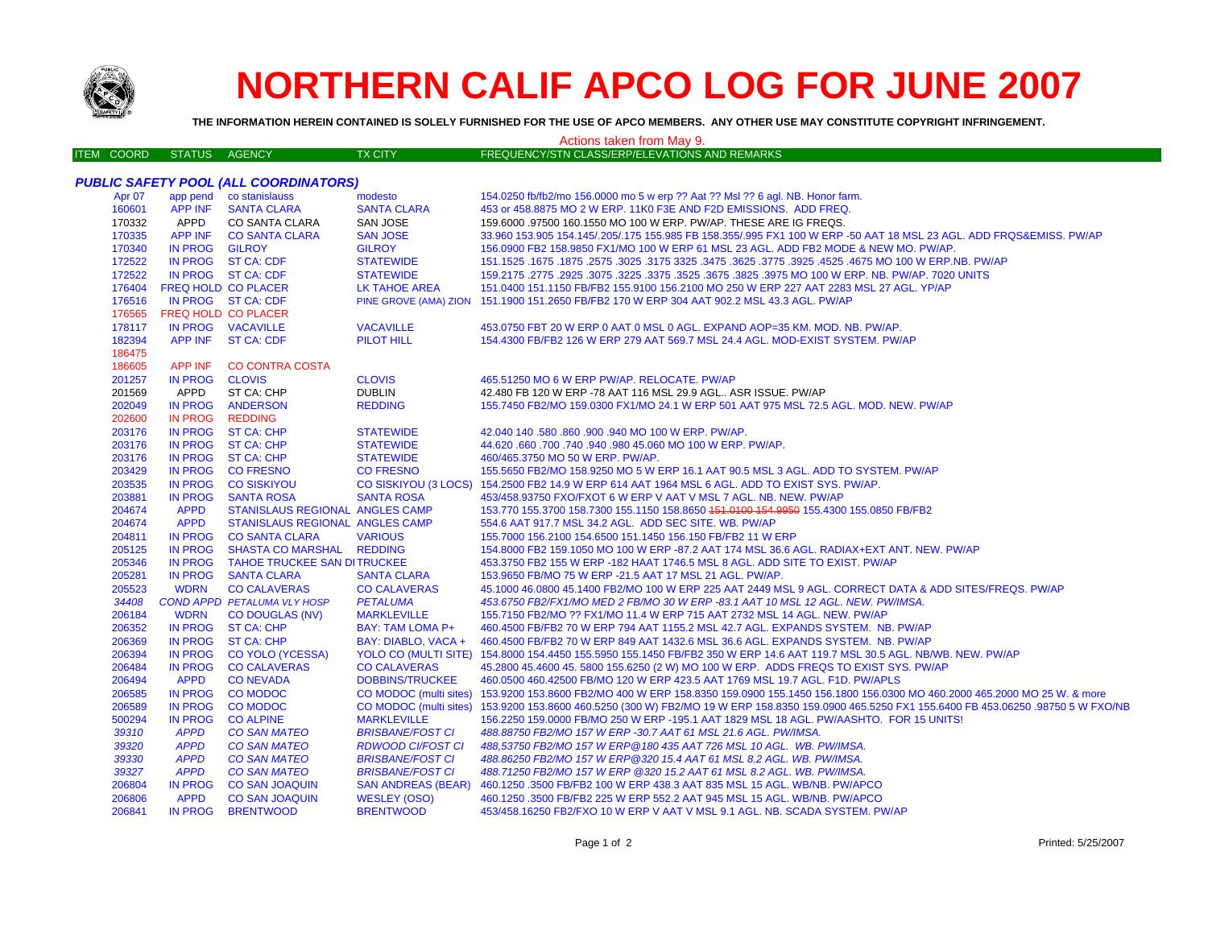# NORTHERN CALIF APCO LOG FOR JUNE 2007

**THE INFORMATION HEREIN CONTAINED IS SOLELY FURNISHED FOR THE USE OF APCO MEMBERS. ANY OTHER USE MAY CONSTITUTE COPYRIGHT INFRINGEMENT.**

Actions taken from May 9.

### *PUBLIC SAFETY POOL (ALL COORDINATORS)*

| ITEM COORD | STATUS | AGENCY | TX CITY | FREQUENCY/STN CLASS/ERP/ELEVATIONS AND REMARKS |
|---|---|---|---|---|
| Apr 07 | app pend | co stanislauss | modesto | 154.0250 fb/fb2/mo 156.0000 mo 5 w erp ?? Aat ?? Msl ?? 6 agl. NB. Honor farm. |
| 160601 | APP INF | SANTA CLARA | SANTA CLARA | 453 or 458.8875 MO 2 W ERP. 11K0 F3E AND F2D EMISSIONS. ADD FREQ. |
| 170332 | APPD | CO SANTA CLARA | SAN JOSE | 159.6000 .97500 160.1550 MO 100 W ERP. PW/AP. THESE ARE IG FREQS. |
| 170335 | APP INF | CO SANTA CLARA | SAN JOSE | 33.960 153.905 154.145/.205/.175 155.985 FB 158.355/.995 FX1 100 W ERP -50 AAT 18 MSL 23 AGL. ADD FRQS&EMISS. PW/AP |
| 170340 | IN PROG | GILROY | GILROY | 156.0900 FB2 158.9850 FX1/MO 100 W ERP 61 MSL 23 AGL. ADD FB2 MODE & NEW MO. PW/AP. |
| 172522 | IN PROG | ST CA: CDF | STATEWIDE | 151.1525 .1675 .1875 .2575 .3025 .3175 3325 .3475 .3625 .3775 .3925 .4525 .4675 MO 100 W ERP.NB. PW/AP |
| 172522 | IN PROG | ST CA: CDF | STATEWIDE | 159.2175 .2775 .2925 .3075 .3225 .3375 .3525 .3675 .3825 .3975 MO 100 W ERP. NB. PW/AP. 7020 UNITS |
| 176404 | FREQ HOLD | CO PLACER | LK TAHOE AREA | 151.0400 151.1150 FB/FB2 155.9100 156.2100 MO 250 W ERP 227 AAT 2283 MSL 27 AGL. YP/AP |
| 176516 | IN PROG | ST CA: CDF | PINE GROVE (AMA) ZION | 151.1900 151.2650 FB/FB2 170 W ERP 304 AAT 902.2 MSL 43.3 AGL. PW/AP |
| 176565 | FREQ HOLD | CO PLACER | | |
| 178117 | IN PROG | VACAVILLE | VACAVILLE | 453.0750 FBT 20 W ERP 0 AAT 0 MSL 0 AGL. EXPAND AOP=35 KM. MOD. NB. PW/AP. |
| 182394 | APP INF | ST CA: CDF | PILOT HILL | 154.4300 FB/FB2 126 W ERP 279 AAT 569.7 MSL 24.4 AGL. MOD-EXIST SYSTEM. PW/AP |
| 186475 | | | | |
| 186605 | APP INF | CO CONTRA COSTA | | |
| 201257 | IN PROG | CLOVIS | CLOVIS | 465.51250 MO 6 W ERP PW/AP. RELOCATE. PW/AP |
| 201569 | APPD | ST CA: CHP | DUBLIN | 42.480 FB 120 W ERP -78 AAT 116 MSL 29.9 AGL.. ASR ISSUE. PW/AP |
| 202049 | IN PROG | ANDERSON | REDDING | 155.7450 FB2/MO 159.0300 FX1/MO 24.1 W ERP 501 AAT 975 MSL 72.5 AGL. MOD. NEW. PW/AP |
| 202600 | IN PROG | REDDING | | |
| 203176 | IN PROG | ST CA: CHP | STATEWIDE | 42.040 140 .580 .860 .900 .940 MO 100 W ERP. PW/AP. |
| 203176 | IN PROG | ST CA: CHP | STATEWIDE | 44.620 .660 .700 .740 .940 .980 45.060 MO 100 W ERP. PW/AP. |
| 203176 | IN PROG | ST CA: CHP | STATEWIDE | 460/465.3750 MO 50 W ERP. PW/AP. |
| 203429 | IN PROG | CO FRESNO | CO FRESNO | 155.5650 FB2/MO 158.9250 MO 5 W ERP 16.1 AAT 90.5 MSL 3 AGL. ADD TO SYSTEM. PW/AP |
| 203535 | IN PROG | CO SISKIYOU | CO SISKIYOU (3 LOCS) | 154.2500 FB2 14.9 W ERP 614 AAT 1964 MSL 6 AGL. ADD TO EXIST SYS. PW/AP. |
| 203881 | IN PROG | SANTA ROSA | SANTA ROSA | 453/458.93750 FXO/FXOT 6 W ERP V AAT V MSL 7 AGL. NB. NEW. PW/AP |
| 204674 | APPD | STANISLAUS REGIONAL | ANGLES CAMP | 153.770 155.3700 158.7300 155.1150 158.8650 ~~151.0100 154.9950~~ 155.4300 155.0850 FB/FB2 |
| 204674 | APPD | STANISLAUS REGIONAL | ANGLES CAMP | 554.6 AAT 917.7 MSL 34.2 AGL. ADD SEC SITE. WB. PW/AP |
| 204811 | IN PROG | CO SANTA CLARA | VARIOUS | 155.7000 156.2100 154.6500 151.1450 156.150 FB/FB2 11 W ERP |
| 205125 | IN PROG | SHASTA CO MARSHAL | REDDING | 154.8000 FB2 159.1050 MO 100 W ERP -87.2 AAT 174 MSL 36.6 AGL. RADIAX+EXT ANT. NEW. PW/AP |
| 205346 | IN PROG | TAHOE TRUCKEE SAN DI | TRUCKEE | 453.3750 FB2 155 W ERP -182 HAAT 1746.5 MSL 8 AGL. ADD SITE TO EXIST. PW/AP |
| 205281 | IN PROG | SANTA CLARA | SANTA CLARA | 153.9650 FB/MO 75 W ERP -21.5 AAT 17 MSL 21 AGL. PW/AP. |
| 205523 | WDRN | CO CALAVERAS | CO CALAVERAS | 45.1000 46.0800 45.1400 FB2/MO 100 W ERP 225 AAT 2449 MSL 9 AGL. CORRECT DATA & ADD SITES/FREQS. PW/AP |
| *34408* | *COND APPD* | *PETALUMA VLY HOSP* | *PETALUMA* | *453.6750 FB2/FX1/MO MED 2 FB/MO 30 W ERP -83.1 AAT 10 MSL 12 AGL. NEW. PW/IMSA.* |
| 206184 | WDRN | CO DOUGLAS (NV) | MARKLEVILLE | 155.7150 FB2/MO ?? FX1/MO 11.4 W ERP 715 AAT 2732 MSL 14 AGL. NEW. PW/AP |
| 206352 | IN PROG | ST CA: CHP | BAY: TAM LOMA P+ | 460.4500 FB/FB2 70 W ERP 794 AAT 1155.2 MSL 42.7 AGL. EXPANDS SYSTEM. NB. PW/AP |
| 206369 | IN PROG | ST CA: CHP | BAY: DIABLO, VACA + | 460.4500 FB/FB2 70 W ERP 849 AAT 1432.6 MSL 36.6 AGL. EXPANDS SYSTEM. NB. PW/AP |
| 206394 | IN PROG | CO YOLO (YCESSA) | YOLO CO (MULTI SITE) | 154.8000 154.4450 155.5950 155.1450 FB/FB2 350 W ERP 14.6 AAT 119.7 MSL 30.5 AGL. NB/WB. NEW. PW/AP |
| 206484 | IN PROG | CO CALAVERAS | CO CALAVERAS | 45.2800 45.4600 45. 5800 155.6250 (2 W) MO 100 W ERP. ADDS FREQS TO EXIST SYS. PW/AP |
| 206494 | APPD | CO NEVADA | DOBBINS/TRUCKEE | 460.0500 460.42500 FB/MO 120 W ERP 423.5 AAT 1769 MSL 19.7 AGL. F1D. PW/APLS |
| 206585 | IN PROG | CO MODOC | CO MODOC (multi sites) | 153.9200 153.8600 FB2/MO 400 W ERP 158.8350 159.0900 155.1450 156.1800 156.0300 MO 460.2000 465.2000 MO 25 W. & more |
| 206589 | IN PROG | CO MODOC | CO MODOC (multi sites) | 153.9200 153.8600 460.5250 (300 W) FB2/MO 19 W ERP 158.8350 159.0900 465.5250 FX1 155.6400 FB 453.06250 .98750 5 W FXO/NB |
| 500294 | IN PROG | CO ALPINE | MARKLEVILLE | 156.2250 159.0000 FB/MO 250 W ERP -195.1 AAT 1829 MSL 18 AGL. PW/AASHTO. FOR 15 UNITS! |
| *39310* | *APPD* | *CO SAN MATEO* | *BRISBANE/FOST CI* | *488.88750 FB2/MO 157 W ERP -30.7 AAT 61 MSL 21.6 AGL. PW/IMSA.* |
| *39320* | *APPD* | *CO SAN MATEO* | *RDWOOD CI/FOST CI* | *488,53750 FB2/MO 157 W ERP@180 435 AAT 726 MSL 10 AGL. WB. PW/IMSA.* |
| *39330* | *APPD* | *CO SAN MATEO* | *BRISBANE/FOST CI* | *488.86250 FB2/MO 157 W ERP@320 15.4 AAT 61 MSL 8.2 AGL. WB. PW/IMSA.* |
| *39327* | *APPD* | *CO SAN MATEO* | *BRISBANE/FOST CI* | *488.71250 FB2/MO 157 W ERP @320 15.2 AAT 61 MSL 8.2 AGL. WB. PW/IMSA.* |
| 206804 | IN PROG | CO SAN JOAQUIN | SAN ANDREAS (BEAR) | 460.1250 .3500 FB/FB2 100 W ERP 438.3 AAT 835 MSL 15 AGL. WB/NB. PW/APCO |
| 206806 | APPD | CO SAN JOAQUIN | WESLEY (OSO) | 460.1250 .3500 FB/FB2 225 W ERP 552.2 AAT 945 MSL 15 AGL. WB/NB. PW/APCO |
| 206841 | IN PROG | BRENTWOOD | BRENTWOOD | 453/458.16250 FB2/FXO 10 W ERP V AAT V MSL 9.1 AGL. NB. SCADA SYSTEM. PW/AP |

Printed: 5/25/2007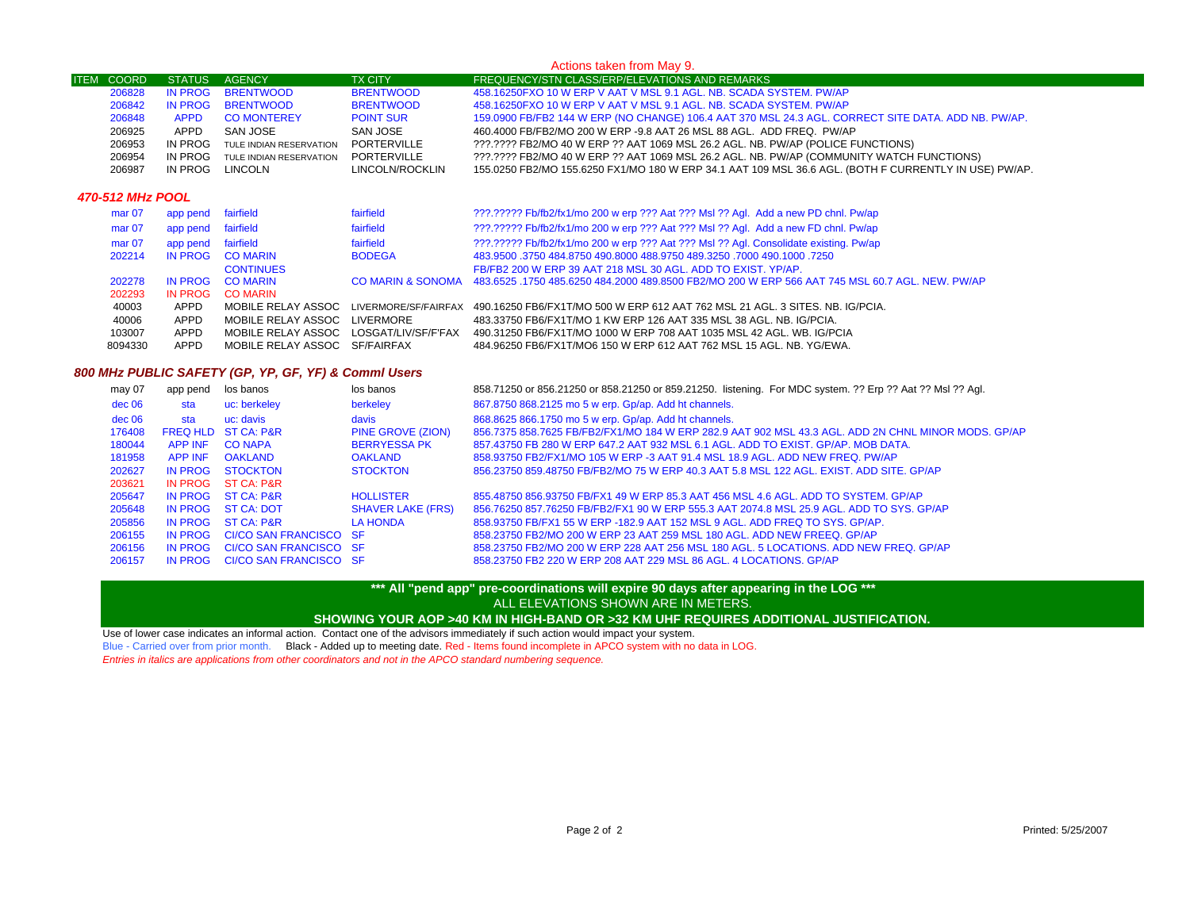Actions taken from May 9.

| ITEM | COORD | STATUS | AGENCY | TX CITY | FREQUENCY/STN CLASS/ERP/ELEVATIONS AND REMARKS |
|---|---|---|---|---|---|
| | 206828 | IN PROG | BRENTWOOD | BRENTWOOD | 458.16250FXO 10 W ERP V AAT V MSL 9.1 AGL. NB. SCADA SYSTEM. PW/AP |
| | 206842 | IN PROG | BRENTWOOD | BRENTWOOD | 458.16250FXO 10 W ERP V AAT V MSL 9.1 AGL. NB. SCADA SYSTEM. PW/AP |
| | 206848 | APPD | CO MONTEREY | POINT SUR | 159.0900 FB/FB2 144 W ERP (NO CHANGE) 106.4 AAT 370 MSL 24.3 AGL. CORRECT SITE DATA. ADD NB. PW/AP. |
| | 206925 | APPD | SAN JOSE | SAN JOSE | 460.4000 FB/FB2/MO 200 W ERP -9.8 AAT 26 MSL 88 AGL. ADD FREQ. PW/AP |
| | 206953 | IN PROG | TULE INDIAN RESERVATION | PORTERVILLE | ???.???? FB2/MO 40 W ERP ?? AAT 1069 MSL 26.2 AGL. NB. PW/AP (POLICE FUNCTIONS) |
| | 206954 | IN PROG | TULE INDIAN RESERVATION | PORTERVILLE | ???.???? FB2/MO 40 W ERP ?? AAT 1069 MSL 26.2 AGL. NB. PW/AP (COMMUNITY WATCH FUNCTIONS) |
| | 206987 | IN PROG | LINCOLN | LINCOLN/ROCKLIN | 155.0250 FB2/MO 155.6250 FX1/MO 180 W ERP 34.1 AAT 109 MSL 36.6 AGL. (BOTH F CURRENTLY IN USE) PW/AP. |

### *470-512 MHz POOL*

| | | | | |
|---|---|---|---|---|
| mar 07 | app pend | fairfield | fairfield | ???.????? Fb/fb2/fx1/mo 200 w erp ??? Aat ??? Msl ?? Agl. Add a new PD chnl. Pw/ap |
| mar 07 | app pend | fairfield | fairfield | ???.????? Fb/fb2/fx1/mo 200 w erp ??? Aat ??? Msl ?? Agl. Add a new FD chnl. Pw/ap |
| mar 07 | app pend | fairfield | fairfield | ???.????? Fb/fb2/fx1/mo 200 w erp ??? Aat ??? Msl ?? Agl. Consolidate existing. Pw/ap |
| 202214 | IN PROG | CO MARIN | BODEGA | 483.9500 .3750 484.8750 490.8000 488.9750 489.3250 .7000 490.1000 .7250 |
| | | CONTINUES | | FB/FB2 200 W ERP 39 AAT 218 MSL 30 AGL. ADD TO EXIST. YP/AP. |
| 202278 | IN PROG | CO MARIN | CO MARIN & SONOMA | 483.6525 .1750 485.6250 484.2000 489.8500 FB2/MO 200 W ERP 566 AAT 745 MSL 60.7 AGL. NEW. PW/AP |
| 202293 | IN PROG | CO MARIN | | |
| 40003 | APPD | MOBILE RELAY ASSOC | LIVERMORE/SF/FAIRFAX | 490.16250 FB6/FX1T/MO 500 W ERP 612 AAT 762 MSL 21 AGL. 3 SITES. NB. IG/PCIA. |
| 40006 | APPD | MOBILE RELAY ASSOC | LIVERMORE | 483.33750 FB6/FX1T/MO 1 KW ERP 126 AAT 335 MSL 38 AGL. NB. IG/PCIA. |
| 103007 | APPD | MOBILE RELAY ASSOC | LOSGAT/LIV/SF/F'FAX | 490.31250 FB6/FX1T/MO 1000 W ERP 708 AAT 1035 MSL 42 AGL. WB. IG/PCIA |
| 8094330 | APPD | MOBILE RELAY ASSOC | SF/FAIRFAX | 484.96250 FB6/FX1T/MO6 150 W ERP 612 AAT 762 MSL 15 AGL. NB. YG/EWA. |

### *800 MHz PUBLIC SAFETY (GP, YP, GF, YF) & Comml Users*

| | | | | |
|---|---|---|---|---|
| may 07 | app pend | los banos | los banos | 858.71250 or 856.21250 or 858.21250 or 859.21250. listening. For MDC system. ?? Erp ?? Aat ?? Msl ?? Agl. |
| dec 06 | sta | uc: berkeley | berkeley | 867.8750 868.2125 mo 5 w erp. Gp/ap. Add ht channels. |
| dec 06 | sta | uc: davis | davis | 868.8625 866.1750 mo 5 w erp. Gp/ap. Add ht channels. |
| 176408 | FREQ HLD | ST CA: P&R | PINE GROVE (ZION) | 856.7375 858.7625 FB/FB2/FX1/MO 184 W ERP 282.9 AAT 902 MSL 43.3 AGL. ADD 2N CHNL MINOR MODS. GP/AP |
| 180044 | APP INF | CO NAPA | BERRYESSA PK | 857.43750 FB 280 W ERP 647.2 AAT 932 MSL 6.1 AGL. ADD TO EXIST. GP/AP. MOB DATA. |
| 181958 | APP INF | OAKLAND | OAKLAND | 858.93750 FB2/FX1/MO 105 W ERP -3 AAT 91.4 MSL 18.9 AGL. ADD NEW FREQ. PW/AP |
| 202627 | IN PROG | STOCKTON | STOCKTON | 856.23750 859.48750 FB/FB2/MO 75 W ERP 40.3 AAT 5.8 MSL 122 AGL. EXIST. ADD SITE. GP/AP |
| 203621 | IN PROG | ST CA: P&R | | |
| 205647 | IN PROG | ST CA: P&R | HOLLISTER | 855.48750 856.93750 FB/FX1 49 W ERP 85.3 AAT 456 MSL 4.6 AGL. ADD TO SYSTEM. GP/AP |
| 205648 | IN PROG | ST CA: DOT | SHAVER LAKE (FRS) | 856.76250 857.76250 FB/FB2/FX1 90 W ERP 555.3 AAT 2074.8 MSL 25.9 AGL. ADD TO SYS. GP/AP |
| 205856 | IN PROG | ST CA: P&R | LA HONDA | 858.93750 FB/FX1 55 W ERP -182.9 AAT 152 MSL 9 AGL. ADD FREQ TO SYS. GP/AP. |
| 206155 | IN PROG | CI/CO SAN FRANCISCO | SF | 858.23750 FB2/MO 200 W ERP 23 AAT 259 MSL 180 AGL. ADD NEW FREEQ. GP/AP |
| 206156 | IN PROG | CI/CO SAN FRANCISCO | SF | 858.23750 FB2/MO 200 W ERP 228 AAT 256 MSL 180 AGL. 5 LOCATIONS. ADD NEW FREQ. GP/AP |
| 206157 | IN PROG | CI/CO SAN FRANCISCO | SF | 858.23750 FB2 220 W ERP 208 AAT 229 MSL 86 AGL. 4 LOCATIONS. GP/AP |

**\*\*\* All "pend app" pre-coordinations will expire 90 days after appearing in the LOG \*\*\***

ALL ELEVATIONS SHOWN ARE IN METERS.

**SHOWING YOUR AOP >40 KM IN HIGH-BAND OR >32 KM UHF REQUIRES ADDITIONAL JUSTIFICATION.**

Use of lower case indicates an informal action. Contact one of the advisors immediately if such action would impact your system.

Blue - Carried over from prior month. Black - Added up to meeting date. Red - Items found incomplete in APCO system with no data in LOG.

*Entries in italics are applications from other coordinators and not in the APCO standard numbering sequence.*

Printed: 5/25/2007